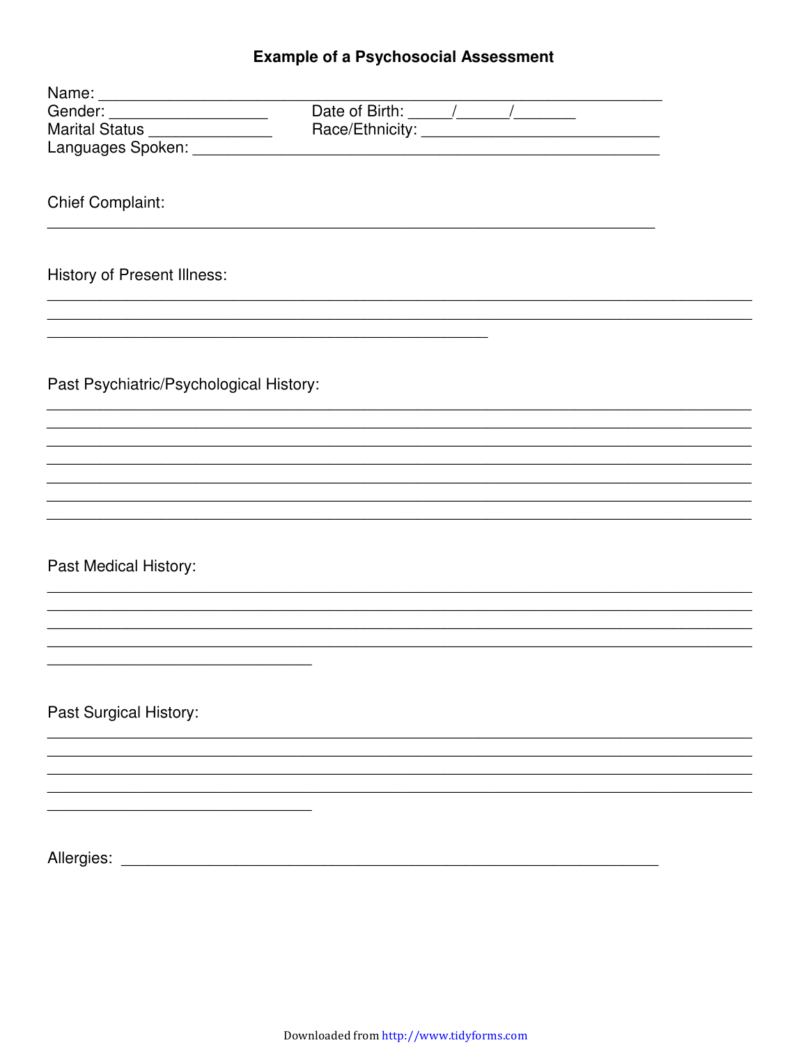# Example of a Psychosocial Assessment

Name: ____________________________________________________________

Gender: __________________ Date of Birth: _____/______/_______

Marital Status ______________ Race/Ethnicity: ____________________________

Languages Spoken: ____________________________________________________

Chief Complaint:

__________________________________________________________________

History of Present Illness:

__________________________________________________________________________

__________________________________________________________________________

______________________________________________

Past Psychiatric/Psychological History:

__________________________________________________________________________

__________________________________________________________________________

__________________________________________________________________________

__________________________________________________________________________

__________________________________________________________________________

__________________________________________________________________________

__________________________________________________________________________

Past Medical History:

__________________________________________________________________________

__________________________________________________________________________

__________________________________________________________________________

__________________________________________________________________________

____________________________

Past Surgical History:

__________________________________________________________________________

__________________________________________________________________________

__________________________________________________________________________

__________________________________________________________________________

____________________________

Allergies: _________________________________________________________

Downloaded from http://www.tidyforms.com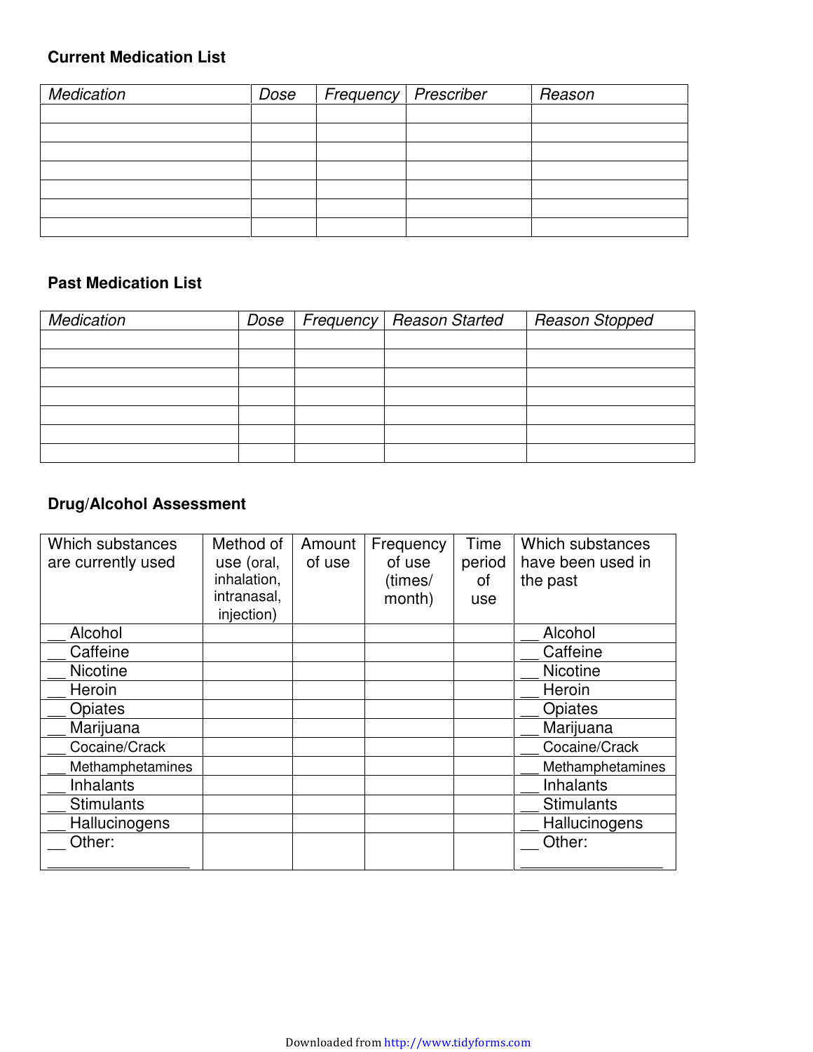### Current Medication List

| *Medication* | *Dose* | *Frequency* | *Prescriber* | *Reason* |
|---|---|---|---|---|
| | | | | |
| | | | | |
| | | | | |
| | | | | |
| | | | | |
| | | | | |
| | | | | |

### Past Medication List

| *Medication* | *Dose* | *Frequency* | *Reason Started* | *Reason Stopped* |
|---|---|---|---|---|
| | | | | |
| | | | | |
| | | | | |
| | | | | |
| | | | | |
| | | | | |
| | | | | |

### Drug/Alcohol Assessment

| Which substances are currently used | Method of use (oral, inhalation, intranasal, injection) | Amount of use | Frequency of use (times/ month) | Time period of use | Which substances have been used in the past |
|---|---|---|---|---|---|
| __ Alcohol | | | | | __ Alcohol |
| __ Caffeine | | | | | __ Caffeine |
| __ Nicotine | | | | | __ Nicotine |
| __ Heroin | | | | | __ Heroin |
| __ Opiates | | | | | __ Opiates |
| __ Marijuana | | | | | __ Marijuana |
| __ Cocaine/Crack | | | | | __ Cocaine/Crack |
| __ Methamphetamines | | | | | __ Methamphetamines |
| __ Inhalants | | | | | __ Inhalants |
| __ Stimulants | | | | | __ Stimulants |
| __ Hallucinogens | | | | | __ Hallucinogens |
| __ Other: ________________ | | | | | __ Other: ________________ |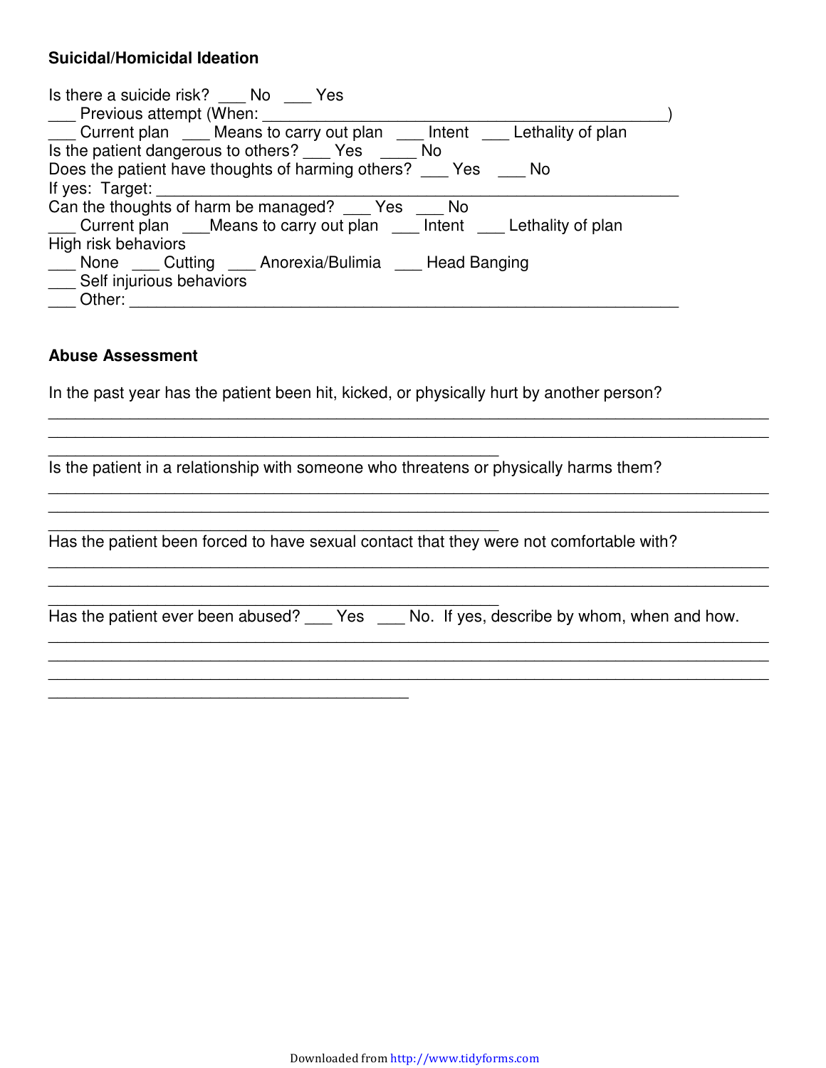**Suicidal/Homicidal Ideation**

Is there a suicide risk? ___ No ___ Yes
___ Previous attempt (When: ______________________________________________)
___ Current plan ___ Means to carry out plan ___ Intent ___ Lethality of plan
Is the patient dangerous to others? ___ Yes ____ No
Does the patient have thoughts of harming others? ___ Yes ___ No
If yes: Target: ____________________________________________________________
Can the thoughts of harm be managed? ___ Yes ___ No
___ Current plan ___Means to carry out plan ___ Intent ___ Lethality of plan
High risk behaviors
___ None ___ Cutting ___ Anorexia/Bulimia ___ Head Banging
___ Self injurious behaviors
___ Other: _______________________________________________________________

**Abuse Assessment**

In the past year has the patient been hit, kicked, or physically hurt by another person?

___________________________________________________________________________

___________________________________________________________________________

_______________________________________________

Is the patient in a relationship with someone who threatens or physically harms them?

___________________________________________________________________________

___________________________________________________________________________

_______________________________________________

Has the patient been forced to have sexual contact that they were not comfortable with?

___________________________________________________________________________

___________________________________________________________________________

_______________________________________________

Has the patient ever been abused? ___ Yes ___ No. If yes, describe by whom, when and how.

___________________________________________________________________________

___________________________________________________________________________

___________________________________________________________________________

_____________________________________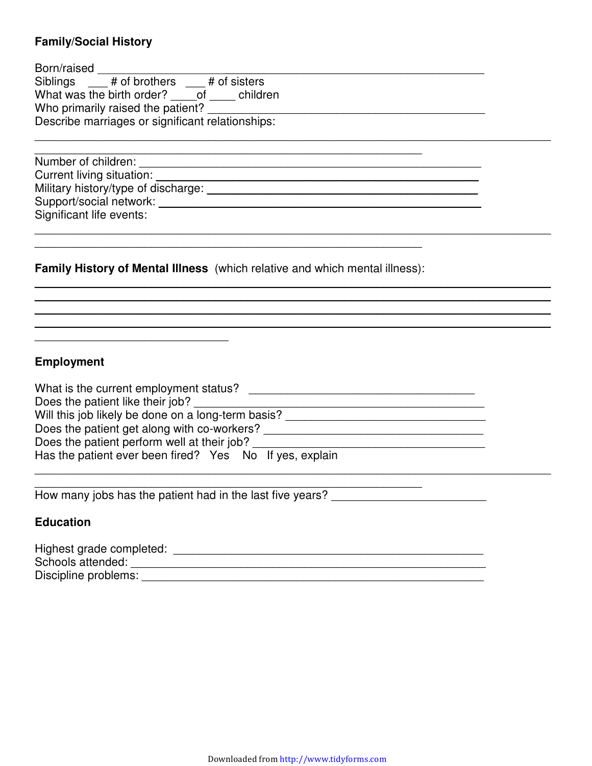**Family/Social History**

Born/raised ___________________________________________________________________

Siblings ___ # of brothers ___ # of sisters

What was the birth order? ____of ____ children

Who primarily raised the patient? ____________________________________________

Describe marriages or significant relationships:

______________________________________________________________________________

____________________________________________________________

Number of children: _____________________________________________________

Current living situation: _________________________________________________

Military history/type of discharge: __________________________________________

Support/social network: __________________________________________________

Significant life events:

______________________________________________________________________________

____________________________________________________________

**Family History of Mental Illness** (which relative and which mental illness):

______________________________________________________________________________

______________________________________________________________________________

______________________________________________________________________________

______________________________________________________________________________

______________________________

**Employment**

What is the current employment status? ____________________________________

Does the patient like their job? ____________________________________________

Will this job likely be done on a long-term basis? ___________________________

Does the patient get along with co-workers? ________________________________

Does the patient perform well at their job? _________________________________

Has the patient ever been fired? Yes No If yes, explain

______________________________________________________________________________

____________________________________________________________

How many jobs has the patient had in the last five years? ______________________

**Education**

Highest grade completed: _________________________________________________

Schools attended: _______________________________________________________

Discipline problems: _____________________________________________________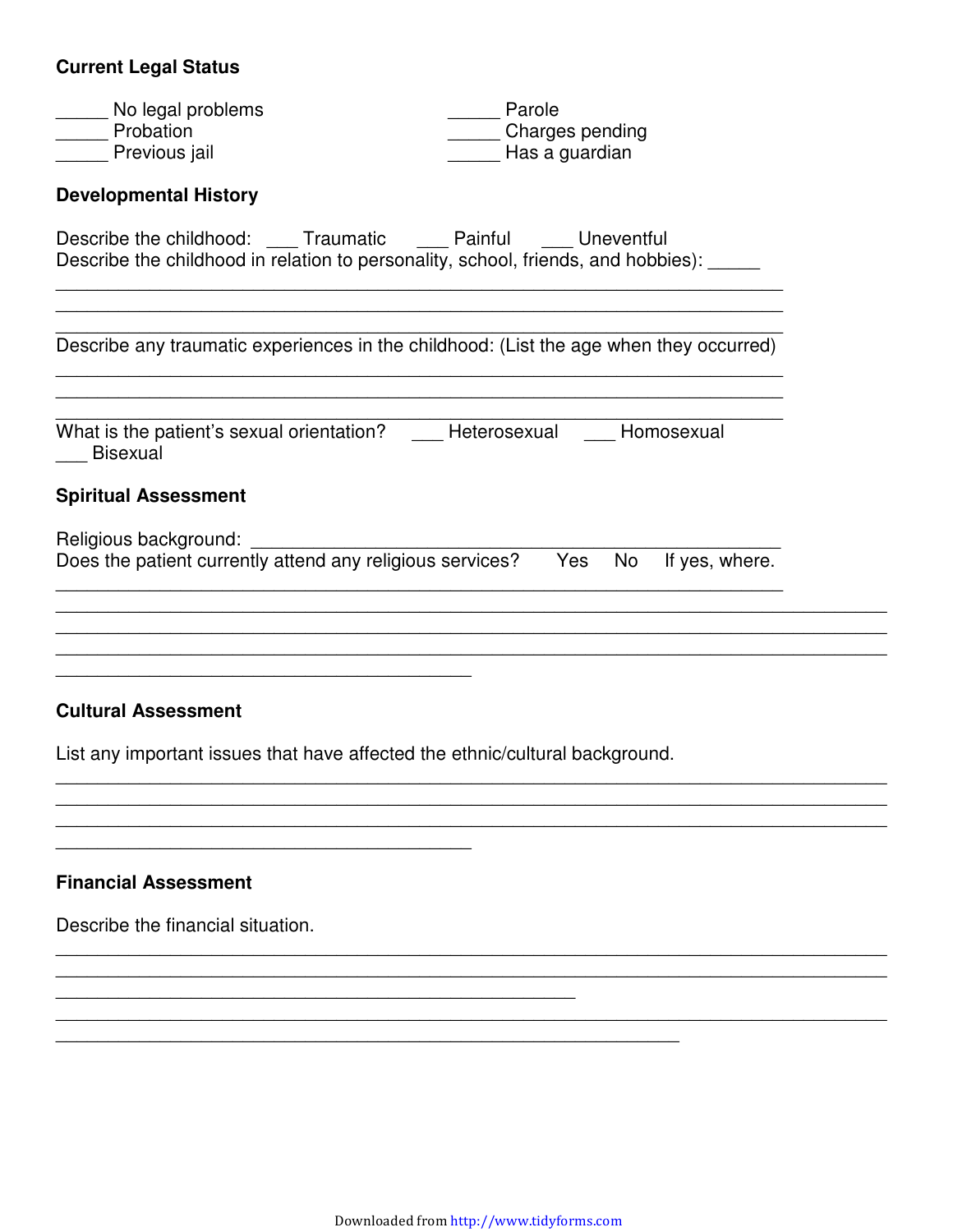**Current Legal Status**

_____ No legal problems
_____ Probation
_____ Previous jail
_____ Parole
_____ Charges pending
_____ Has a guardian

**Developmental History**

Describe the childhood: ___ Traumatic ___ Painful ___ Uneventful
Describe the childhood in relation to personality, school, friends, and hobbies): _____
______________________________________________________________________
______________________________________________________________________
______________________________________________________________________

Describe any traumatic experiences in the childhood: (List the age when they occurred)
______________________________________________________________________
______________________________________________________________________
______________________________________________________________________

What is the patient's sexual orientation? ___ Heterosexual ___ Homosexual
___ Bisexual

**Spiritual Assessment**

Religious background: _________________________________________________
Does the patient currently attend any religious services? Yes No If yes, where.
______________________________________________________________________
______________________________________________________________________
______________________________________________________________________
______________________________________________________________________
________________________________________

**Cultural Assessment**

List any important issues that have affected the ethnic/cultural background.
______________________________________________________________________
______________________________________________________________________
______________________________________________________________________
________________________________________

**Financial Assessment**

Describe the financial situation.
______________________________________________________________________
______________________________________________________________________
__________________________________________________
______________________________________________________________________
____________________________________________________________

Downloaded from http://www.tidyforms.com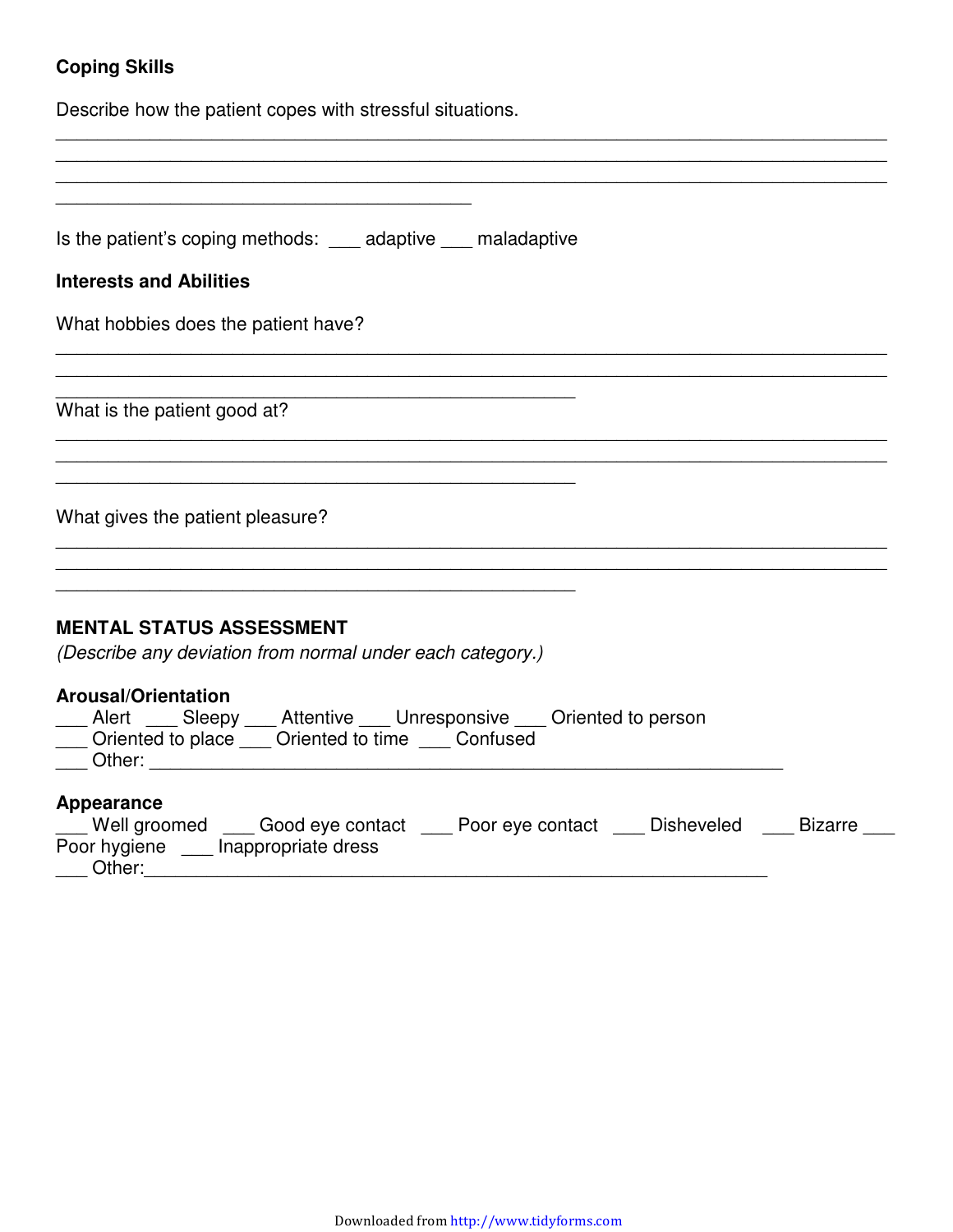**Coping Skills**

Describe how the patient copes with stressful situations.

\_\_\_\_\_\_\_\_\_\_\_\_\_\_\_\_\_\_\_\_\_\_\_\_\_\_\_\_\_\_\_\_\_\_\_\_\_\_\_\_\_\_\_\_\_\_\_\_\_\_\_\_\_\_\_\_\_\_\_\_\_\_\_\_\_\_\_\_\_\_\_\_\_\_\_\_\_\_
\_\_\_\_\_\_\_\_\_\_\_\_\_\_\_\_\_\_\_\_\_\_\_\_\_\_\_\_\_\_\_\_\_\_\_\_\_\_\_\_\_\_\_\_\_\_\_\_\_\_\_\_\_\_\_\_\_\_\_\_\_\_\_\_\_\_\_\_\_\_\_\_\_\_\_\_\_\_
\_\_\_\_\_\_\_\_\_\_\_\_\_\_\_\_\_\_\_\_\_\_\_\_\_\_\_\_\_\_\_\_\_\_\_\_\_\_\_\_\_\_\_\_\_\_\_\_\_\_\_\_\_\_\_\_\_\_\_\_\_\_\_\_\_\_\_\_\_\_\_\_\_\_\_\_\_\_
\_\_\_\_\_\_\_\_\_\_\_\_\_\_\_\_\_\_\_\_\_\_\_\_\_\_\_\_\_\_\_\_\_\_\_\_\_\_\_\_\_\_

Is the patient's coping methods: \_\_\_ adaptive \_\_\_ maladaptive

**Interests and Abilities**

What hobbies does the patient have?

\_\_\_\_\_\_\_\_\_\_\_\_\_\_\_\_\_\_\_\_\_\_\_\_\_\_\_\_\_\_\_\_\_\_\_\_\_\_\_\_\_\_\_\_\_\_\_\_\_\_\_\_\_\_\_\_\_\_\_\_\_\_\_\_\_\_\_\_\_\_\_\_\_\_\_\_\_\_
\_\_\_\_\_\_\_\_\_\_\_\_\_\_\_\_\_\_\_\_\_\_\_\_\_\_\_\_\_\_\_\_\_\_\_\_\_\_\_\_\_\_\_\_\_\_\_\_\_\_\_\_\_\_\_\_\_\_\_\_\_\_\_\_\_\_\_\_\_\_\_\_\_\_\_\_\_\_
\_\_\_\_\_\_\_\_\_\_\_\_\_\_\_\_\_\_\_\_\_\_\_\_\_\_\_\_\_\_\_\_\_\_\_\_\_\_\_\_\_\_\_\_\_\_\_\_\_\_\_

What is the patient good at?

\_\_\_\_\_\_\_\_\_\_\_\_\_\_\_\_\_\_\_\_\_\_\_\_\_\_\_\_\_\_\_\_\_\_\_\_\_\_\_\_\_\_\_\_\_\_\_\_\_\_\_\_\_\_\_\_\_\_\_\_\_\_\_\_\_\_\_\_\_\_\_\_\_\_\_\_\_\_
\_\_\_\_\_\_\_\_\_\_\_\_\_\_\_\_\_\_\_\_\_\_\_\_\_\_\_\_\_\_\_\_\_\_\_\_\_\_\_\_\_\_\_\_\_\_\_\_\_\_\_\_\_\_\_\_\_\_\_\_\_\_\_\_\_\_\_\_\_\_\_\_\_\_\_\_\_\_
\_\_\_\_\_\_\_\_\_\_\_\_\_\_\_\_\_\_\_\_\_\_\_\_\_\_\_\_\_\_\_\_\_\_\_\_\_\_\_\_\_\_\_\_\_\_\_\_\_\_\_

What gives the patient pleasure?

\_\_\_\_\_\_\_\_\_\_\_\_\_\_\_\_\_\_\_\_\_\_\_\_\_\_\_\_\_\_\_\_\_\_\_\_\_\_\_\_\_\_\_\_\_\_\_\_\_\_\_\_\_\_\_\_\_\_\_\_\_\_\_\_\_\_\_\_\_\_\_\_\_\_\_\_\_\_
\_\_\_\_\_\_\_\_\_\_\_\_\_\_\_\_\_\_\_\_\_\_\_\_\_\_\_\_\_\_\_\_\_\_\_\_\_\_\_\_\_\_\_\_\_\_\_\_\_\_\_\_\_\_\_\_\_\_\_\_\_\_\_\_\_\_\_\_\_\_\_\_\_\_\_\_\_\_
\_\_\_\_\_\_\_\_\_\_\_\_\_\_\_\_\_\_\_\_\_\_\_\_\_\_\_\_\_\_\_\_\_\_\_\_\_\_\_\_\_\_\_\_\_\_\_\_\_\_\_

**MENTAL STATUS ASSESSMENT**

*(Describe any deviation from normal under each category.)*

**Arousal/Orientation**

\_\_\_ Alert \_\_\_ Sleepy \_\_\_ Attentive \_\_\_ Unresponsive \_\_\_ Oriented to person
\_\_\_ Oriented to place \_\_\_ Oriented to time \_\_\_ Confused
\_\_\_ Other: \_\_\_\_\_\_\_\_\_\_\_\_\_\_\_\_\_\_\_\_\_\_\_\_\_\_\_\_\_\_\_\_\_\_\_\_\_\_\_\_\_\_\_\_\_\_\_\_\_\_\_\_\_\_\_\_\_\_\_\_\_\_

**Appearance**

\_\_\_ Well groomed \_\_\_ Good eye contact \_\_\_ Poor eye contact \_\_\_ Disheveled \_\_\_ Bizarre \_\_\_ Poor hygiene \_\_\_ Inappropriate dress
\_\_\_ Other:\_\_\_\_\_\_\_\_\_\_\_\_\_\_\_\_\_\_\_\_\_\_\_\_\_\_\_\_\_\_\_\_\_\_\_\_\_\_\_\_\_\_\_\_\_\_\_\_\_\_\_\_\_\_\_\_\_\_\_\_\_\_

Downloaded from http://www.tidyforms.com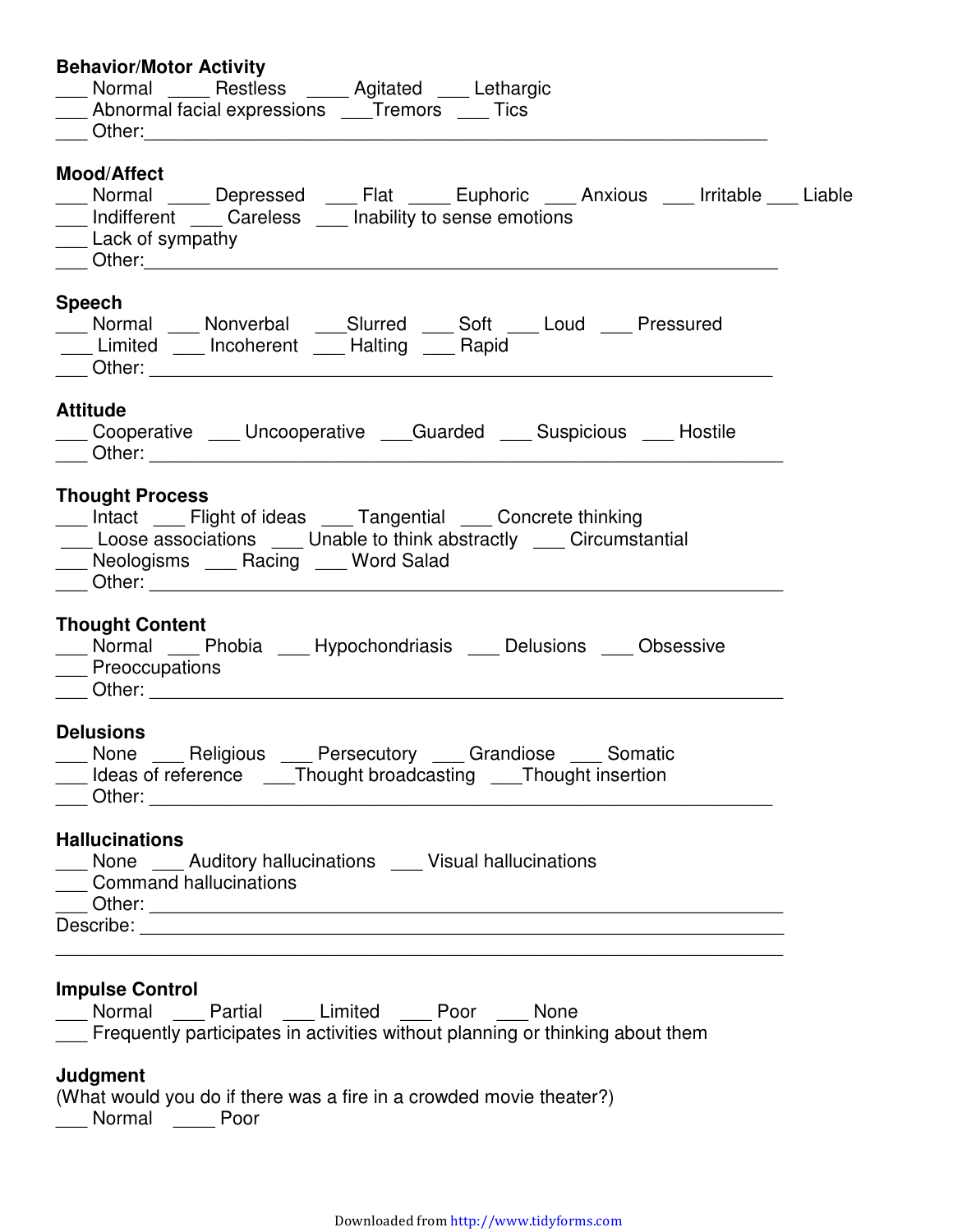**Behavior/Motor Activity**

___ Normal ____ Restless ____ Agitated ___ Lethargic
___ Abnormal facial expressions ___Tremors ___ Tics
___ Other:____________________________________________________________

**Mood/Affect**

___ Normal ____ Depressed ___ Flat ____ Euphoric ___ Anxious ___ Irritable ___ Liable
___ Indifferent ___ Careless ___ Inability to sense emotions
___ Lack of sympathy
___ Other:____________________________________________________________

**Speech**

___ Normal ___ Nonverbal ___Slurred ___ Soft ___ Loud ___ Pressured
___ Limited ___ Incoherent ___ Halting ___ Rapid
___ Other: ____________________________________________________________

**Attitude**

___ Cooperative ___ Uncooperative ___Guarded ___ Suspicious ___ Hostile
___ Other: ____________________________________________________________

**Thought Process**

___ Intact ___ Flight of ideas ___ Tangential ___ Concrete thinking
___ Loose associations ___ Unable to think abstractly ___ Circumstantial
___ Neologisms ___ Racing ___ Word Salad
___ Other: ____________________________________________________________

**Thought Content**

___ Normal ___ Phobia ___ Hypochondriasis ___ Delusions ___ Obsessive
___ Preoccupations
___ Other: ____________________________________________________________

**Delusions**

___ None ___ Religious ___ Persecutory ___ Grandiose ___ Somatic
___ Ideas of reference ___Thought broadcasting ___Thought insertion
___ Other: ____________________________________________________________

**Hallucinations**

___ None ___ Auditory hallucinations ___ Visual hallucinations
___ Command hallucinations
___ Other: ____________________________________________________________
Describe: ____________________________________________________________
______________________________________________________________________

**Impulse Control**

___ Normal ___ Partial ___ Limited ___ Poor ___ None
___ Frequently participates in activities without planning or thinking about them

**Judgment**

(What would you do if there was a fire in a crowded movie theater?)
___ Normal ____ Poor

Downloaded from http://www.tidyforms.com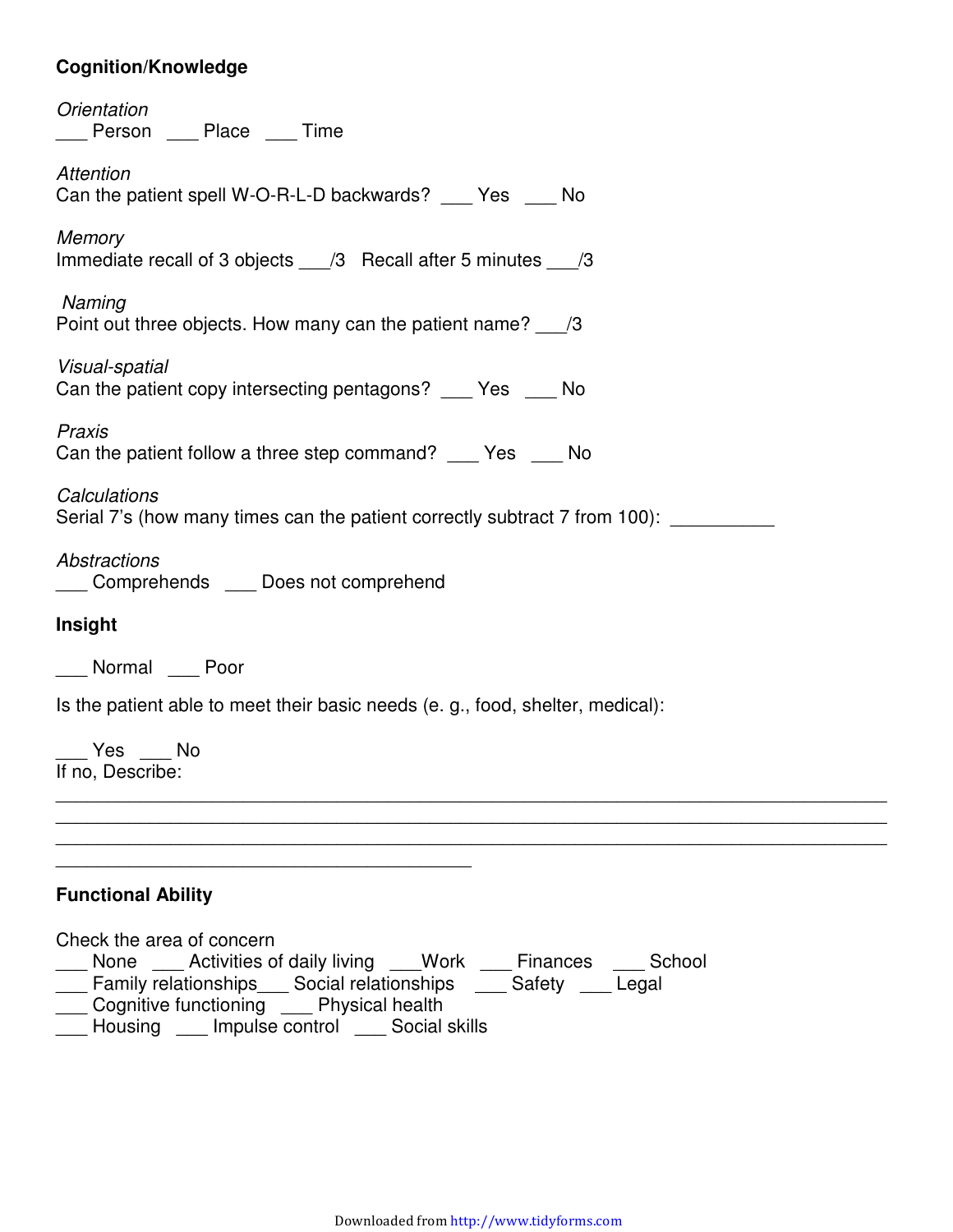**Cognition/Knowledge**

*Orientation*
___ Person ___ Place ___ Time

*Attention*
Can the patient spell W-O-R-L-D backwards? ___ Yes ___ No

*Memory*
Immediate recall of 3 objects ___/3 Recall after 5 minutes ___/3

*Naming*
Point out three objects. How many can the patient name? ___/3

*Visual-spatial*
Can the patient copy intersecting pentagons? ___ Yes ___ No

*Praxis*
Can the patient follow a three step command? ___ Yes ___ No

*Calculations*
Serial 7's (how many times can the patient correctly subtract 7 from 100): __________

*Abstractions*
___ Comprehends ___ Does not comprehend

**Insight**

___ Normal ___ Poor

Is the patient able to meet their basic needs (e. g., food, shelter, medical):

___ Yes ___ No
If no, Describe:
______________________________________________________________________________
______________________________________________________________________________
______________________________________________________________________________
________________________________________

**Functional Ability**

Check the area of concern
___ None ___ Activities of daily living ___Work ___ Finances ___ School
___ Family relationships___ Social relationships ___ Safety ___ Legal
___ Cognitive functioning ___ Physical health
___ Housing ___ Impulse control ___ Social skills